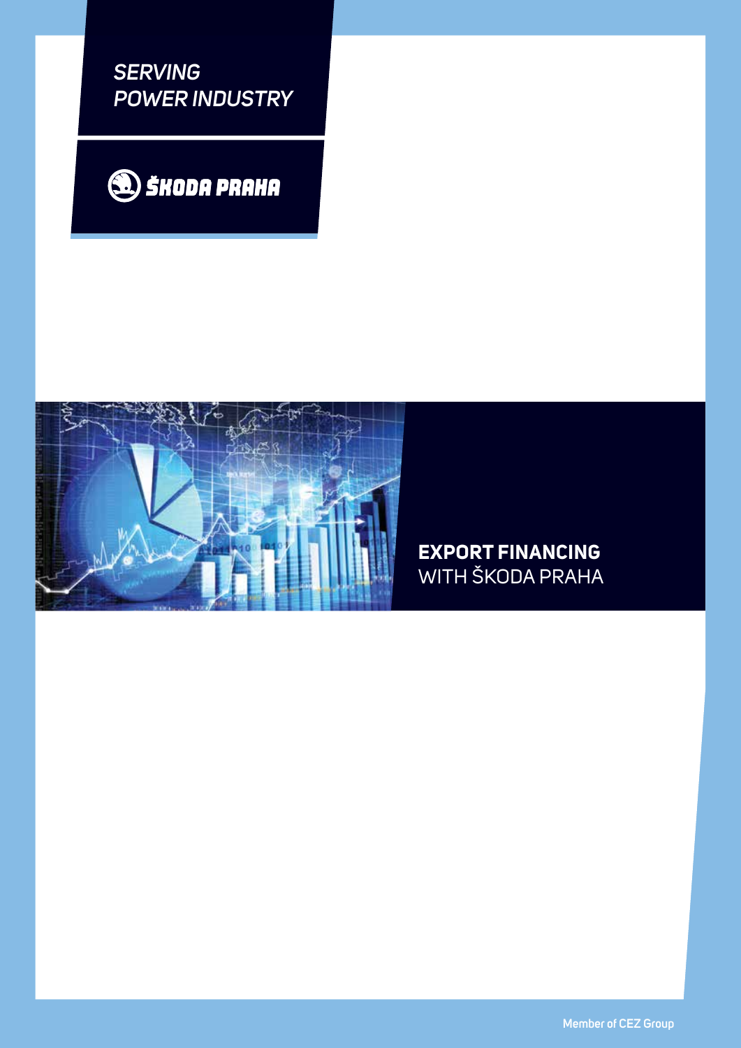*SERVING POWER INDUSTRY*

ŠKODA PRAHA

# **EXPORT FINANCING** WITH ŠKODA PRAHA

Member of CEZ Group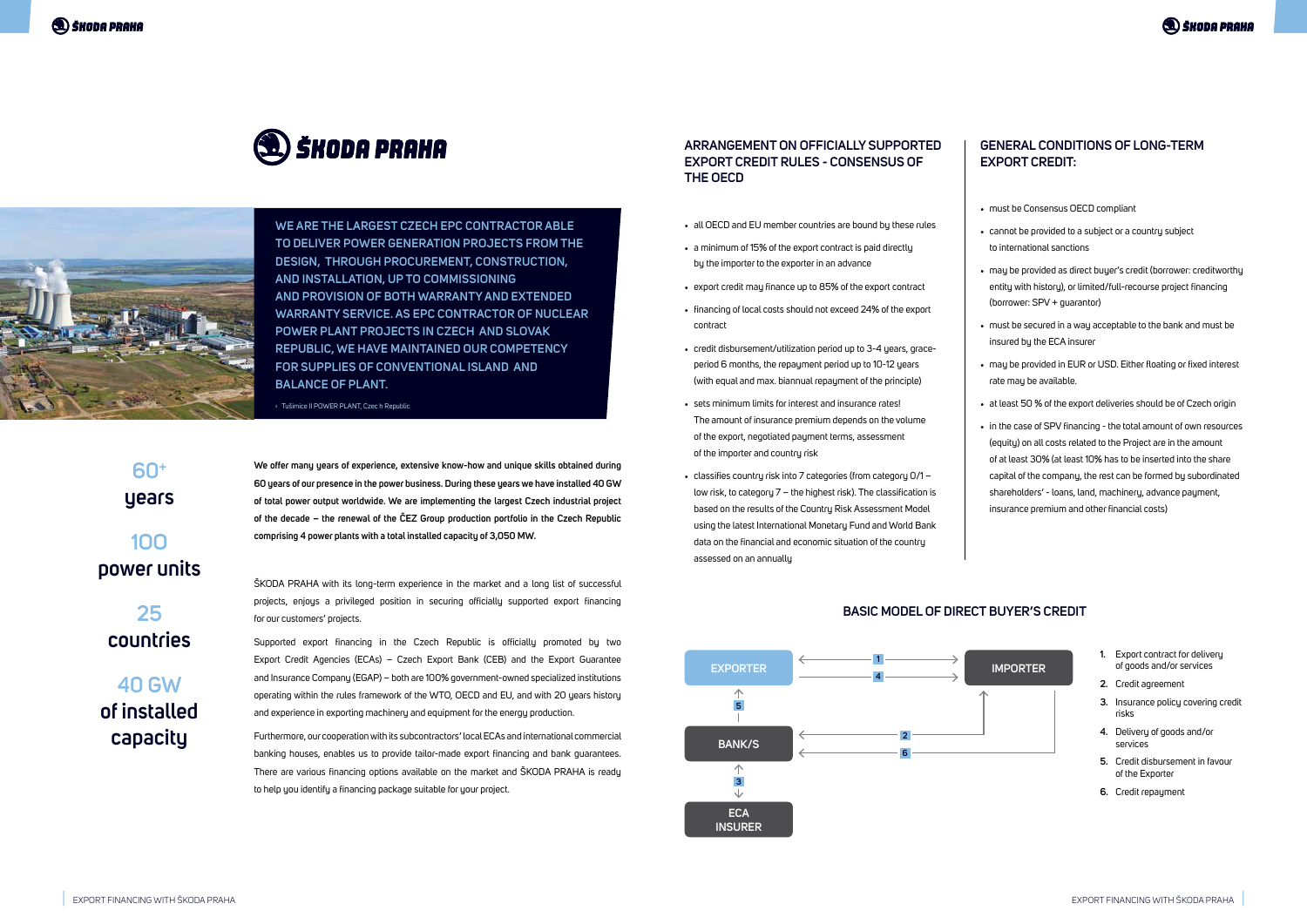# ŠKODA PRAHA

WE ARE THE LARGEST CZECH EPC CONTRACTOR ABLE TO DELIVER POWER GENERATION PROJECTS FROM THE DESIGN, THROUGH PROCUREMENT, CONSTRUCTION, AND INSTALLATION, UP TO COMMISSIONING AND PROVISION OF BOTH WARRANTY AND EXTENDED WARRANTY SERVICE. AS EPC CONTRACTOR OF NUCLEAR POWER PLANT PROJECTS IN CZECH AND SLOVAK REPUBLIC, WE HAVE MAINTAINED OUR COMPETENCY FOR SUPPLIES OF CONVENTIONAL ISLAND AND BALANCE OF PLANT.

‹ Tušimice II POWER PLANT, Czec h Republic

**60+ years**

**100 power units**

**25 countries**

**40 GW of installed capacity**

**We offer many years of experience, extensive know-how and unique skills obtained during 60 years of our presence in the power business. During these years we have installed 40 GW of total power output worldwide. We are implementing the largest Czech industrial project of the decade – the renewal of the ČEZ Group production portfolio in the Czech Republic comprising 4 power plants with a total installed capacity of 3,050 MW.**

ŠKODA PRAHA with its long-term experience in the market and a long list of successful projects, enjoys a privileged position in securing officially supported export financing for our customers' projects.

Supported export financing in the Czech Republic is officially promoted by two Export Credit Agencies (ECAs) – Czech Export Bank (CEB) and the Export Guarantee and Insurance Company (EGAP) – both are 100% government-owned specialized institutions operating within the rules framework of the WTO, OECD and EU, and with 20 years history and experience in exporting machinery and equipment for the energy production.

Furthermore, our cooperation with its subcontractors' local ECAs and international commercial banking houses, enables us to provide tailor-made export financing and bank guarantees. There are various financing options available on the market and ŠKODA PRAHA is ready to help you identify a financing package suitable for your project.

## ARRANGEMENT ON OFFICIALLY SUPPORTED EXPORT CREDIT RULES - CONSENSUS OF THE OECD

- all OECD and EU member countries are bound by these rules
- a minimum of 15% of the export contract is paid directly by the importer to the exporter in an advance
- export credit may finance up to 85% of the export contract
- financing of local costs should not exceed 24% of the export contract
- credit disbursement/utilization period up to 3-4 years, grace-period 6 months, the repayment period up to 10-12 years (with equal and max. biannual repayment of the principle)
- sets minimum limits for interest and insurance rates! The amount of insurance premium depends on the volume of the export, negotiated payment terms, assessment of the importer and country risk
- classifies country risk into 7 categories (from category 0/1 – low risk, to category 7 – the highest risk). The classification is based on the results of the Country Risk Assessment Model using the latest International Monetary Fund and World Bank data on the financial and economic situation of the country assessed on an annually

## GENERAL CONDITIONS OF LONG-TERM EXPORT CREDIT:

- must be Consensus OECD compliant
- cannot be provided to a subject or a country subject to international sanctions
- may be provided as direct buyer's credit (borrower: creditworthy entity with history), or limited/full-recourse project financing (borrower: SPV + guarantor)
- must be secured in a way acceptable to the bank and must be insured by the ECA insurer
- may be provided in EUR or USD. Either floating or fixed interest rate may be available.
- at least 50 % of the export deliveries should be of Czech origin
- in the case of SPV financing - the total amount of own resources (equity) on all costs related to the Project are in the amount of at least 30% (at least 10% has to be inserted into the share capital of the company, the rest can be formed by subordinated shareholders' - loans, land, machinery, advance payment, insurance premium and other financial costs)

## BASIC MODEL OF DIRECT BUYER'S CREDIT

EXPORTER ↔ IMPORTER (1, 4); EXPORTER ↔ BANK/S (5); BANK/S ↔ IMPORTER (2, 6); BANK/S ↔ ECA INSURER (3)

1. Export contract for delivery of goods and/or services
2. Credit agreement
3. Insurance policy covering credit risks
4. Delivery of goods and/or services
5. Credit disbursement in favour of the Exporter
6. Credit repayment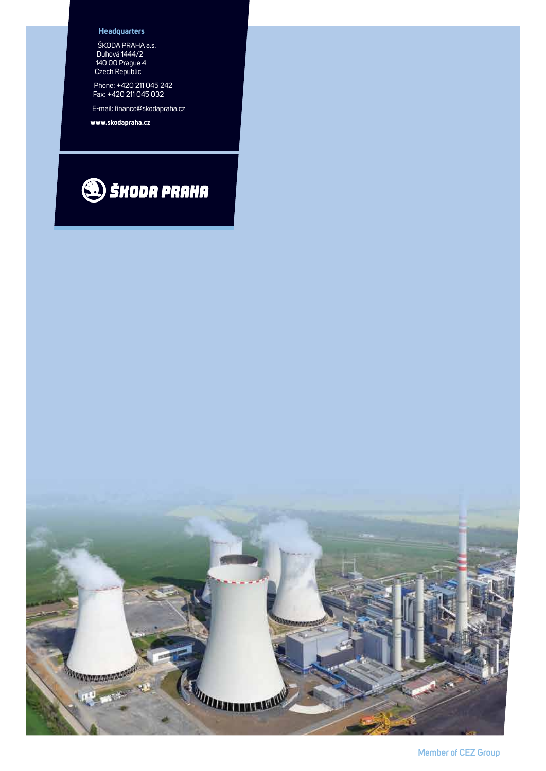**Headquarters**

ŠKODA PRAHA a.s.
Duhová 1444/2
140 00 Prague 4
Czech Republic

Phone: +420 211 045 242
Fax: +420 211 045 032

E-mail: finance@skodapraha.cz

**www.skodapraha.cz**

ŠKODA PRAHA

Member of CEZ Group